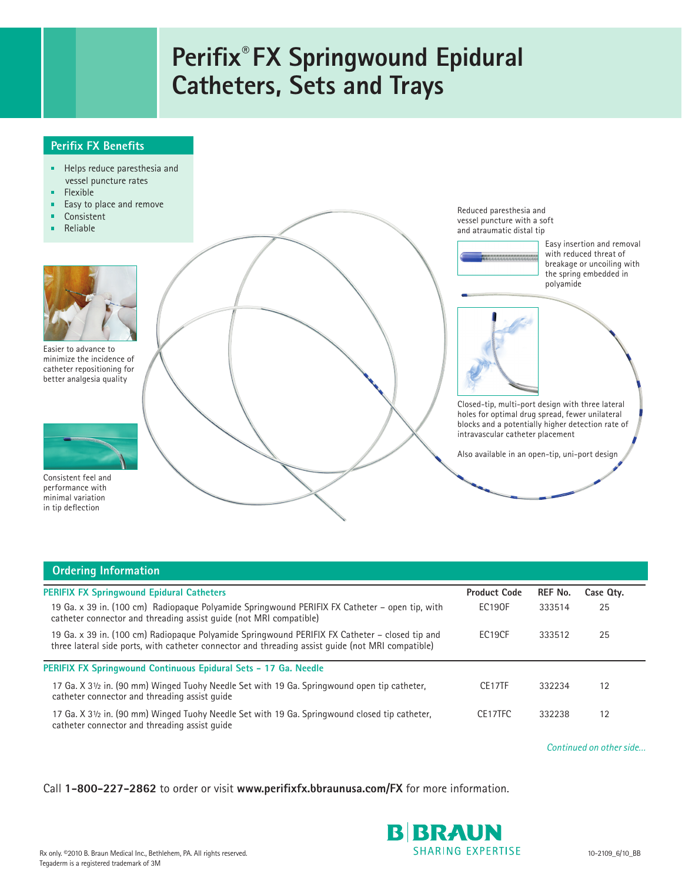# Perifix® FX Springwound Epidural Catheters, Sets and Trays

## Perifix FX Benefits

- Helps reduce paresthesia and vessel puncture rates
- Flexible
- Easy to place and remove
- Consistent
- Reliable

Easier to advance to minimize the incidence of catheter repositioning for better analgesia quality

Consistent feel and performance with minimal variation in tip deflection

Reduced paresthesia and vessel puncture with a soft and atraumatic distal tip

Easy insertion and removal with reduced threat of breakage or uncoiling with the spring embedded in polyamide

Closed-tip, multi-port design with three lateral holes for optimal drug spread, fewer unilateral blocks and a potentially higher detection rate of intravascular catheter placement

Also available in an open-tip, uni-port design

## Ordering Information

| PERIFIX FX Springwound Epidural Catheters | Product Code | REF No. | Case Qty. |
|---|---|---|---|
| 19 Ga. x 39 in. (100 cm) Radiopaque Polyamide Springwound PERIFIX FX Catheter – open tip, with catheter connector and threading assist guide (not MRI compatible) | EC19OF | 333514 | 25 |
| 19 Ga. x 39 in. (100 cm) Radiopaque Polyamide Springwound PERIFIX FX Catheter – closed tip and three lateral side ports, with catheter connector and threading assist guide (not MRI compatible) | EC19CF | 333512 | 25 |
| **PERIFIX FX Springwound Continuous Epidural Sets – 17 Ga. Needle** | | | |
| 17 Ga. X 3½ in. (90 mm) Winged Tuohy Needle Set with 19 Ga. Springwound open tip catheter, catheter connector and threading assist guide | CE17TF | 332234 | 12 |
| 17 Ga. X 3½ in. (90 mm) Winged Tuohy Needle Set with 19 Ga. Springwound closed tip catheter, catheter connector and threading assist guide | CE17TFC | 332238 | 12 |

*Continued on other side...*

Call **1-800-227-2862** to order or visit **www.perifixfx.bbraunusa.com/FX** for more information.

B|BRAUN SHARING EXPERTISE

Rx only. ©2010 B. Braun Medical Inc., Bethlehem, PA. All rights reserved.
Tegaderm is a registered trademark of 3M

10-2109_6/10_BB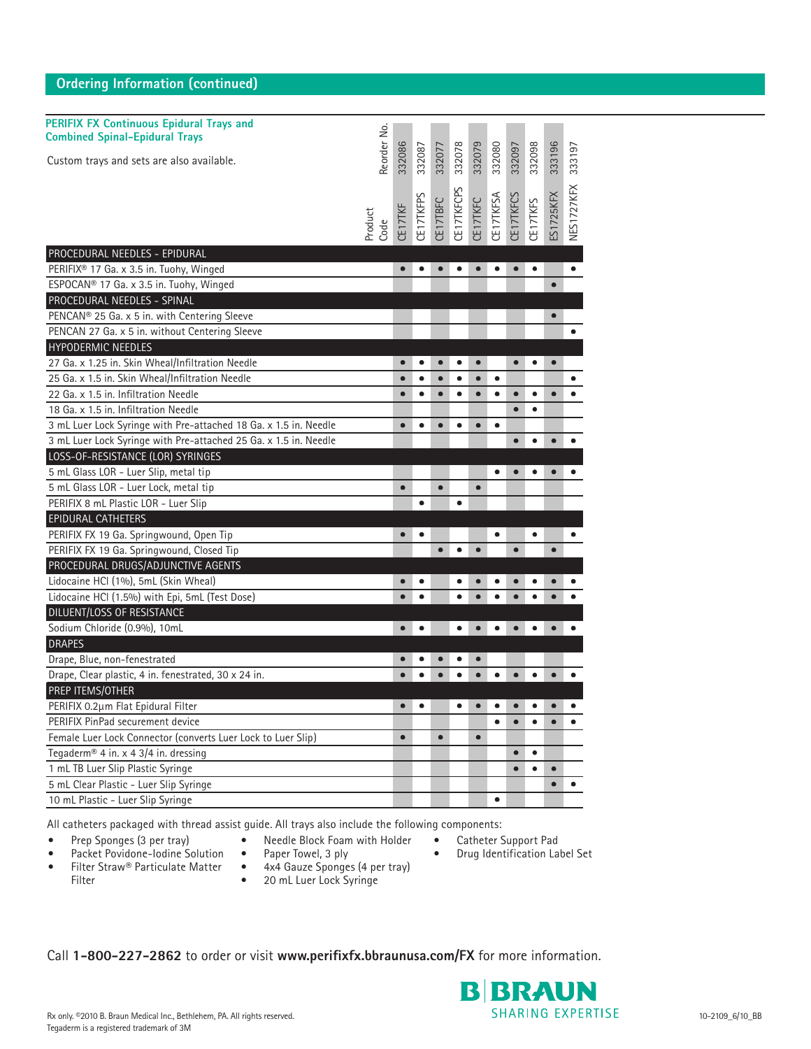## Ordering Information (continued)

**PERIFIX FX Continuous Epidural Trays and Combined Spinal-Epidural Trays**

Custom trays and sets are also available.

| Reorder No. | 332086 | 332087 | 332077 | 332078 | 332079 | 332080 | 332097 | 332098 | 333196 | 333197 |
|---|---|---|---|---|---|---|---|---|---|---|
| Product Code | CE17TKF | CE17TKFPS | CE17TBFC | CE17TKFCPS | CE17TKFC | CE17TKFSA | CE17TKFCS | CE17TKFS | ES1725KFX | NES1727KFX |
| **PROCEDURAL NEEDLES - EPIDURAL** | | | | | | | | | | |
| PERIFIX® 17 Ga. x 3.5 in. Tuohy, Winged | ● | ● | ● | ● | ● | ● | ● | ● | | ● |
| ESPOCAN® 17 Ga. x 3.5 in. Tuohy, Winged | | | | | | | | | ● | |
| **PROCEDURAL NEEDLES - SPINAL** | | | | | | | | | | |
| PENCAN® 25 Ga. x 5 in. with Centering Sleeve | | | | | | | | | ● | |
| PENCAN 27 Ga. x 5 in. without Centering Sleeve | | | | | | | | | | ● |
| **HYPODERMIC NEEDLES** | | | | | | | | | | |
| 27 Ga. x 1.25 in. Skin Wheal/Infiltration Needle | ● | ● | ● | ● | ● | | ● | ● | ● | |
| 25 Ga. x 1.5 in. Skin Wheal/Infiltration Needle | ● | ● | ● | ● | ● | ● | | | | ● |
| 22 Ga. x 1.5 in. Infiltration Needle | ● | ● | ● | ● | ● | ● | ● | ● | ● | ● |
| 18 Ga. x 1.5 in. Infiltration Needle | | | | | | | ● | ● | | |
| 3 mL Luer Lock Syringe with Pre-attached 18 Ga. x 1.5 in. Needle | ● | ● | ● | ● | ● | ● | | | | |
| 3 mL Luer Lock Syringe with Pre-attached 25 Ga. x 1.5 in. Needle | | | | | | | ● | ● | ● | ● |
| **LOSS-OF-RESISTANCE (LOR) SYRINGES** | | | | | | | | | | |
| 5 mL Glass LOR - Luer Slip, metal tip | | | | | | ● | ● | ● | ● | ● |
| 5 mL Glass LOR - Luer Lock, metal tip | ● | | ● | | ● | | | | | |
| PERIFIX 8 mL Plastic LOR - Luer Slip | | ● | | ● | | | | | | |
| **EPIDURAL CATHETERS** | | | | | | | | | | |
| PERIFIX FX 19 Ga. Springwound, Open Tip | ● | ● | | | | ● | | ● | | ● |
| PERIFIX FX 19 Ga. Springwound, Closed Tip | | | ● | ● | ● | | ● | | ● | |
| **PROCEDURAL DRUGS/ADJUNCTIVE AGENTS** | | | | | | | | | | |
| Lidocaine HCl (1%), 5mL (Skin Wheal) | ● | ● | | ● | ● | ● | ● | ● | ● | ● |
| Lidocaine HCl (1.5%) with Epi, 5mL (Test Dose) | ● | ● | | ● | ● | ● | ● | ● | ● | ● |
| **DILUENT/LOSS OF RESISTANCE** | | | | | | | | | | |
| Sodium Chloride (0.9%), 10mL | ● | ● | | ● | ● | ● | ● | ● | ● | ● |
| **DRAPES** | | | | | | | | | | |
| Drape, Blue, non-fenestrated | ● | ● | ● | ● | ● | | | | | |
| Drape, Clear plastic, 4 in. fenestrated, 30 x 24 in. | ● | ● | ● | ● | ● | ● | ● | ● | ● | ● |
| **PREP ITEMS/OTHER** | | | | | | | | | | |
| PERIFIX 0.2µm Flat Epidural Filter | ● | ● | | ● | ● | ● | ● | ● | ● | ● |
| PERIFIX PinPad securement device | | | | | | ● | ● | ● | ● | ● |
| Female Luer Lock Connector (converts Luer Lock to Luer Slip) | ● | | ● | | ● | | | | | |
| Tegaderm® 4 in. x 4 3/4 in. dressing | | | | | | | ● | ● | | |
| 1 mL TB Luer Slip Plastic Syringe | | | | | | | ● | ● | ● | |
| 5 mL Clear Plastic - Luer Slip Syringe | | | | | | | | | ● | ● |
| 10 mL Plastic - Luer Slip Syringe | | | | | | ● | | | | |

All catheters packaged with thread assist guide. All trays also include the following components:

- Prep Sponges (3 per tray)
- Packet Povidone-Iodine Solution
- Filter Straw® Particulate Matter Filter
- Needle Block Foam with Holder
- Paper Towel, 3 ply
- 4x4 Gauze Sponges (4 per tray)
- 20 mL Luer Lock Syringe
- Catheter Support Pad
- Drug Identification Label Set

Call **1-800-227-2862** to order or visit **www.perifixfx.bbraunusa.com/FX** for more information.

B|BRAUN SHARING EXPERTISE

Rx only. ©2010 B. Braun Medical Inc., Bethlehem, PA. All rights reserved.
Tegaderm is a registered trademark of 3M

10-2109_6/10_BB